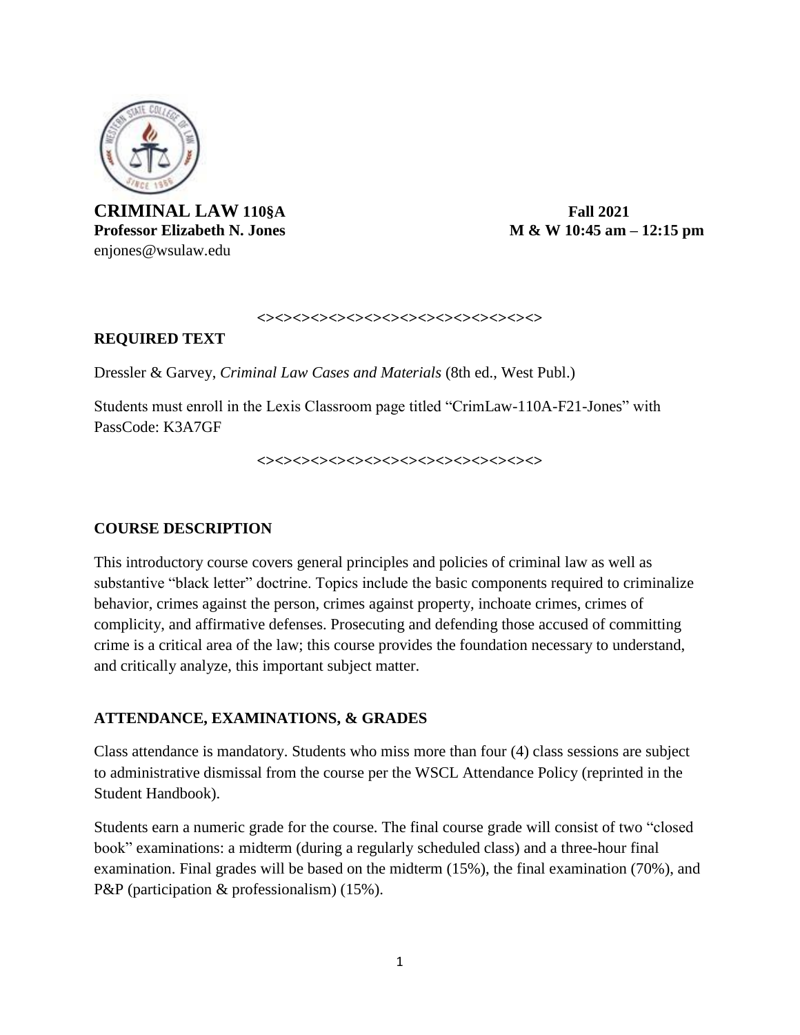**CRIMINAL LAW 110§A** **Fall 2021**

**Professor Elizabeth N. Jones** **M & W 10:45 am – 12:15 pm**

enjones@wsulaw.edu

<><><><><><><><><><><><><><><><><><>

## REQUIRED TEXT

Dressler & Garvey, *Criminal Law Cases and Materials* (8th ed., West Publ.)

Students must enroll in the Lexis Classroom page titled "CrimLaw-110A-F21-Jones" with PassCode: K3A7GF

<><><><><><><><><><><><><><><><><><>

## COURSE DESCRIPTION

This introductory course covers general principles and policies of criminal law as well as substantive "black letter" doctrine. Topics include the basic components required to criminalize behavior, crimes against the person, crimes against property, inchoate crimes, crimes of complicity, and affirmative defenses. Prosecuting and defending those accused of committing crime is a critical area of the law; this course provides the foundation necessary to understand, and critically analyze, this important subject matter.

## ATTENDANCE, EXAMINATIONS, & GRADES

Class attendance is mandatory. Students who miss more than four (4) class sessions are subject to administrative dismissal from the course per the WSCL Attendance Policy (reprinted in the Student Handbook).

Students earn a numeric grade for the course. The final course grade will consist of two "closed book" examinations: a midterm (during a regularly scheduled class) and a three-hour final examination. Final grades will be based on the midterm (15%), the final examination (70%), and P&P (participation & professionalism) (15%).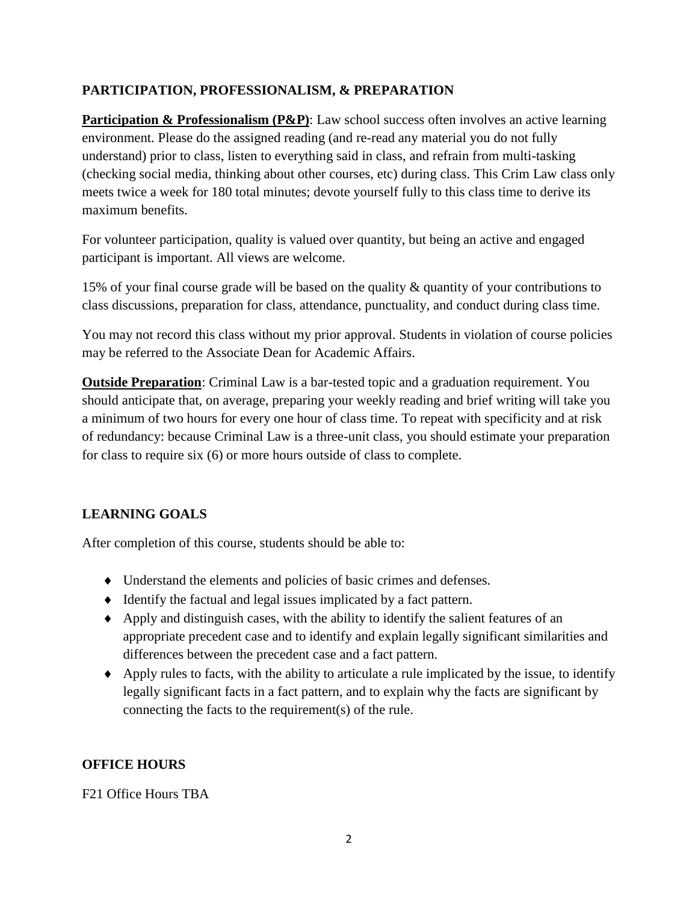## PARTICIPATION, PROFESSIONALISM, & PREPARATION

**Participation & Professionalism (P&P)**: Law school success often involves an active learning environment. Please do the assigned reading (and re-read any material you do not fully understand) prior to class, listen to everything said in class, and refrain from multi-tasking (checking social media, thinking about other courses, etc) during class. This Crim Law class only meets twice a week for 180 total minutes; devote yourself fully to this class time to derive its maximum benefits.

For volunteer participation, quality is valued over quantity, but being an active and engaged participant is important. All views are welcome.

15% of your final course grade will be based on the quality & quantity of your contributions to class discussions, preparation for class, attendance, punctuality, and conduct during class time.

You may not record this class without my prior approval. Students in violation of course policies may be referred to the Associate Dean for Academic Affairs.

**Outside Preparation**: Criminal Law is a bar-tested topic and a graduation requirement. You should anticipate that, on average, preparing your weekly reading and brief writing will take you a minimum of two hours for every one hour of class time. To repeat with specificity and at risk of redundancy: because Criminal Law is a three-unit class, you should estimate your preparation for class to require six (6) or more hours outside of class to complete.

## LEARNING GOALS

After completion of this course, students should be able to:

- Understand the elements and policies of basic crimes and defenses.
- Identify the factual and legal issues implicated by a fact pattern.
- Apply and distinguish cases, with the ability to identify the salient features of an appropriate precedent case and to identify and explain legally significant similarities and differences between the precedent case and a fact pattern.
- Apply rules to facts, with the ability to articulate a rule implicated by the issue, to identify legally significant facts in a fact pattern, and to explain why the facts are significant by connecting the facts to the requirement(s) of the rule.

## OFFICE HOURS

F21 Office Hours TBA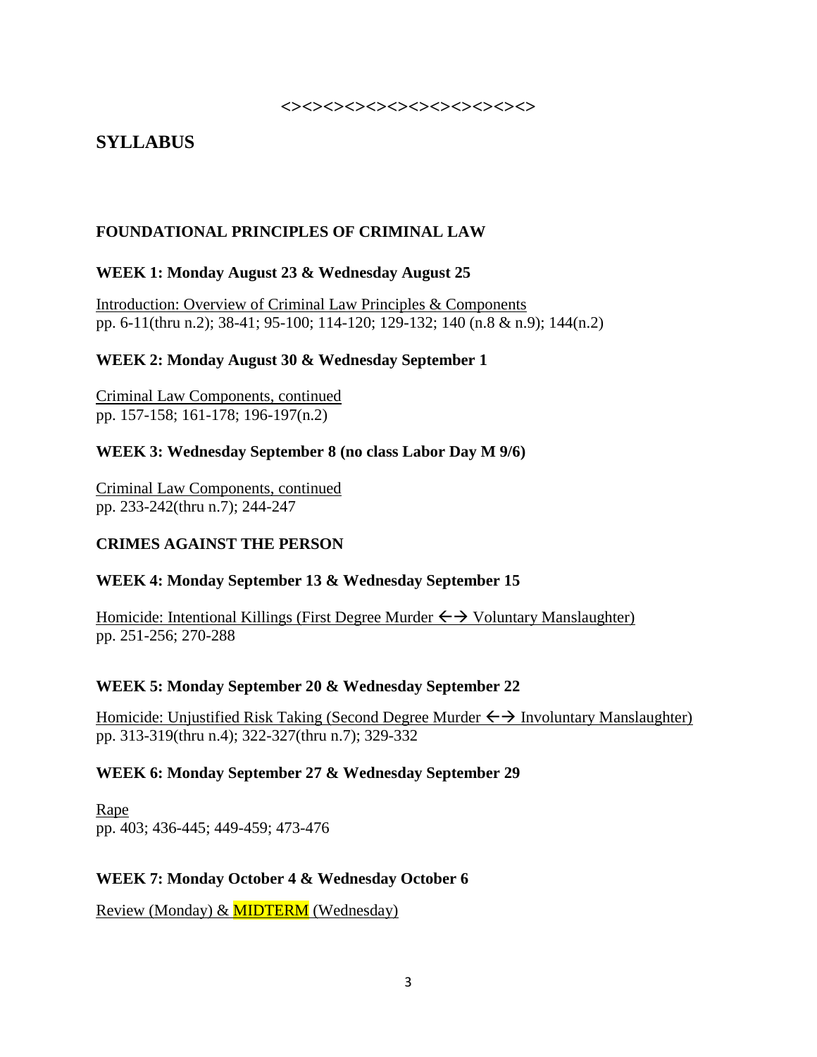<><><><><><><><><><><><><><><><>

# SYLLABUS

## FOUNDATIONAL PRINCIPLES OF CRIMINAL LAW

### WEEK 1: Monday August 23 & Wednesday August 25

<u>Introduction: Overview of Criminal Law Principles & Components</u>
pp. 6-11(thru n.2); 38-41; 95-100; 114-120; 129-132; 140 (n.8 & n.9); 144(n.2)

### WEEK 2: Monday August 30 & Wednesday September 1

<u>Criminal Law Components, continued</u>
pp. 157-158; 161-178; 196-197(n.2)

### WEEK 3: Wednesday September 8 (no class Labor Day M 9/6)

<u>Criminal Law Components, continued</u>
pp. 233-242(thru n.7); 244-247

## CRIMES AGAINST THE PERSON

### WEEK 4: Monday September 13 & Wednesday September 15

<u>Homicide: Intentional Killings (First Degree Murder ←→ Voluntary Manslaughter)</u>
pp. 251-256; 270-288

### WEEK 5: Monday September 20 & Wednesday September 22

<u>Homicide: Unjustified Risk Taking (Second Degree Murder ←→ Involuntary Manslaughter)</u>
pp. 313-319(thru n.4); 322-327(thru n.7); 329-332

### WEEK 6: Monday September 27 & Wednesday September 29

<u>Rape</u>
pp. 403; 436-445; 449-459; 473-476

### WEEK 7: Monday October 4 & Wednesday October 6

<u>Review (Monday) & MIDTERM (Wednesday)</u>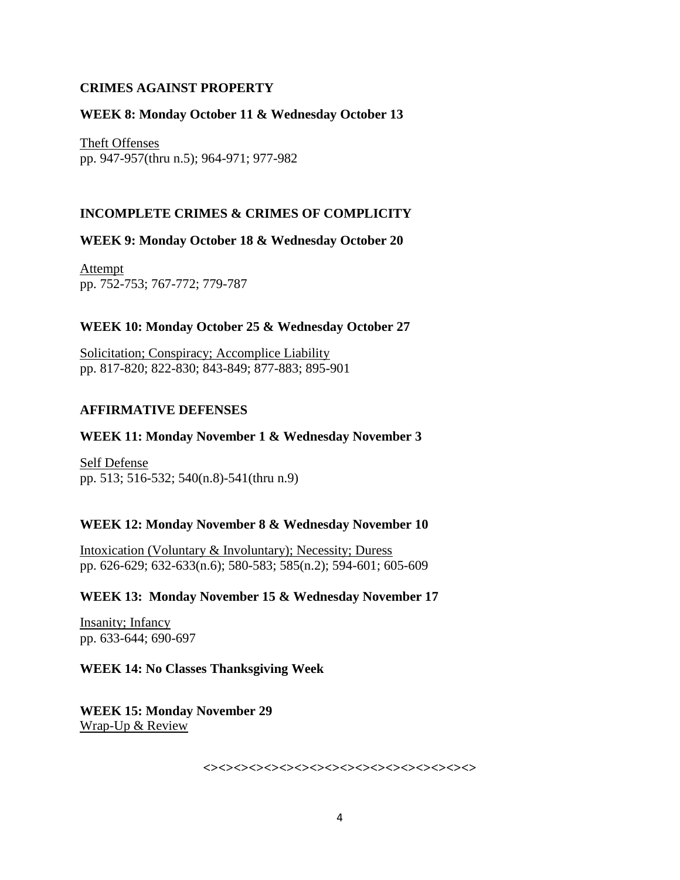## CRIMES AGAINST PROPERTY

### WEEK 8: Monday October 11 & Wednesday October 13

Theft Offenses
pp. 947-957(thru n.5); 964-971; 977-982

## INCOMPLETE CRIMES & CRIMES OF COMPLICITY

### WEEK 9: Monday October 18 & Wednesday October 20

Attempt
pp. 752-753; 767-772; 779-787

### WEEK 10: Monday October 25 & Wednesday October 27

Solicitation; Conspiracy; Accomplice Liability
pp. 817-820; 822-830; 843-849; 877-883; 895-901

## AFFIRMATIVE DEFENSES

### WEEK 11: Monday November 1 & Wednesday November 3

Self Defense
pp. 513; 516-532; 540(n.8)-541(thru n.9)

### WEEK 12: Monday November 8 & Wednesday November 10

Intoxication (Voluntary & Involuntary); Necessity; Duress
pp. 626-629; 632-633(n.6); 580-583; 585(n.2); 594-601; 605-609

### WEEK 13: Monday November 15 & Wednesday November 17

Insanity; Infancy
pp. 633-644; 690-697

### WEEK 14: No Classes Thanksgiving Week

### WEEK 15: Monday November 29

Wrap-Up & Review

<><><><><><><><><><><><><><><><>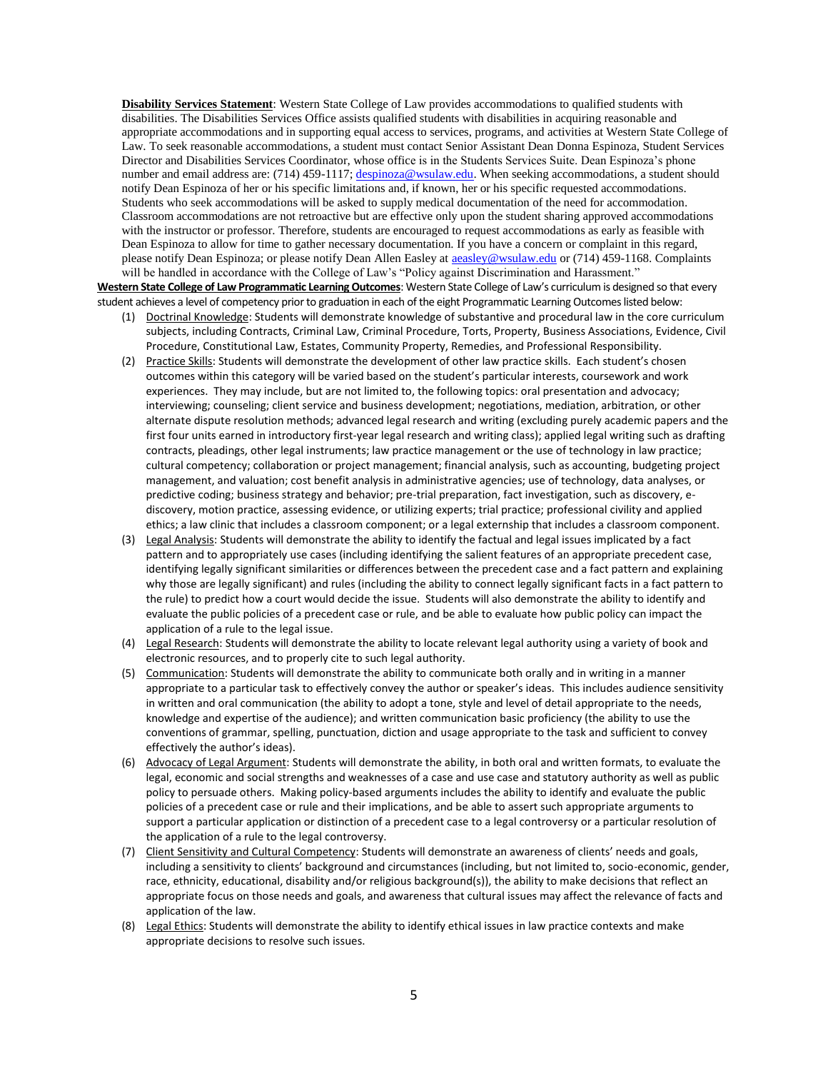**Disability Services Statement**: Western State College of Law provides accommodations to qualified students with disabilities. The Disabilities Services Office assists qualified students with disabilities in acquiring reasonable and appropriate accommodations and in supporting equal access to services, programs, and activities at Western State College of Law. To seek reasonable accommodations, a student must contact Senior Assistant Dean Donna Espinoza, Student Services Director and Disabilities Services Coordinator, whose office is in the Students Services Suite. Dean Espinoza's phone number and email address are: (714) 459-1117; despinoza@wsulaw.edu. When seeking accommodations, a student should notify Dean Espinoza of her or his specific limitations and, if known, her or his specific requested accommodations. Students who seek accommodations will be asked to supply medical documentation of the need for accommodation. Classroom accommodations are not retroactive but are effective only upon the student sharing approved accommodations with the instructor or professor. Therefore, students are encouraged to request accommodations as early as feasible with Dean Espinoza to allow for time to gather necessary documentation. If you have a concern or complaint in this regard, please notify Dean Espinoza; or please notify Dean Allen Easley at aeasley@wsulaw.edu or (714) 459-1168. Complaints will be handled in accordance with the College of Law's "Policy against Discrimination and Harassment."

**Western State College of Law Programmatic Learning Outcomes**: Western State College of Law's curriculum is designed so that every student achieves a level of competency prior to graduation in each of the eight Programmatic Learning Outcomes listed below:

(1) Doctrinal Knowledge: Students will demonstrate knowledge of substantive and procedural law in the core curriculum subjects, including Contracts, Criminal Law, Criminal Procedure, Torts, Property, Business Associations, Evidence, Civil Procedure, Constitutional Law, Estates, Community Property, Remedies, and Professional Responsibility.

(2) Practice Skills: Students will demonstrate the development of other law practice skills. Each student's chosen outcomes within this category will be varied based on the student's particular interests, coursework and work experiences. They may include, but are not limited to, the following topics: oral presentation and advocacy; interviewing; counseling; client service and business development; negotiations, mediation, arbitration, or other alternate dispute resolution methods; advanced legal research and writing (excluding purely academic papers and the first four units earned in introductory first-year legal research and writing class); applied legal writing such as drafting contracts, pleadings, other legal instruments; law practice management or the use of technology in law practice; cultural competency; collaboration or project management; financial analysis, such as accounting, budgeting project management, and valuation; cost benefit analysis in administrative agencies; use of technology, data analyses, or predictive coding; business strategy and behavior; pre-trial preparation, fact investigation, such as discovery, e-discovery, motion practice, assessing evidence, or utilizing experts; trial practice; professional civility and applied ethics; a law clinic that includes a classroom component; or a legal externship that includes a classroom component.

(3) Legal Analysis: Students will demonstrate the ability to identify the factual and legal issues implicated by a fact pattern and to appropriately use cases (including identifying the salient features of an appropriate precedent case, identifying legally significant similarities or differences between the precedent case and a fact pattern and explaining why those are legally significant) and rules (including the ability to connect legally significant facts in a fact pattern to the rule) to predict how a court would decide the issue. Students will also demonstrate the ability to identify and evaluate the public policies of a precedent case or rule, and be able to evaluate how public policy can impact the application of a rule to the legal issue.

(4) Legal Research: Students will demonstrate the ability to locate relevant legal authority using a variety of book and electronic resources, and to properly cite to such legal authority.

(5) Communication: Students will demonstrate the ability to communicate both orally and in writing in a manner appropriate to a particular task to effectively convey the author or speaker's ideas. This includes audience sensitivity in written and oral communication (the ability to adopt a tone, style and level of detail appropriate to the needs, knowledge and expertise of the audience); and written communication basic proficiency (the ability to use the conventions of grammar, spelling, punctuation, diction and usage appropriate to the task and sufficient to convey effectively the author's ideas).

(6) Advocacy of Legal Argument: Students will demonstrate the ability, in both oral and written formats, to evaluate the legal, economic and social strengths and weaknesses of a case and use case and statutory authority as well as public policy to persuade others. Making policy-based arguments includes the ability to identify and evaluate the public policies of a precedent case or rule and their implications, and be able to assert such appropriate arguments to support a particular application or distinction of a precedent case to a legal controversy or a particular resolution of the application of a rule to the legal controversy.

(7) Client Sensitivity and Cultural Competency: Students will demonstrate an awareness of clients' needs and goals, including a sensitivity to clients' background and circumstances (including, but not limited to, socio-economic, gender, race, ethnicity, educational, disability and/or religious background(s)), the ability to make decisions that reflect an appropriate focus on those needs and goals, and awareness that cultural issues may affect the relevance of facts and application of the law.

(8) Legal Ethics: Students will demonstrate the ability to identify ethical issues in law practice contexts and make appropriate decisions to resolve such issues.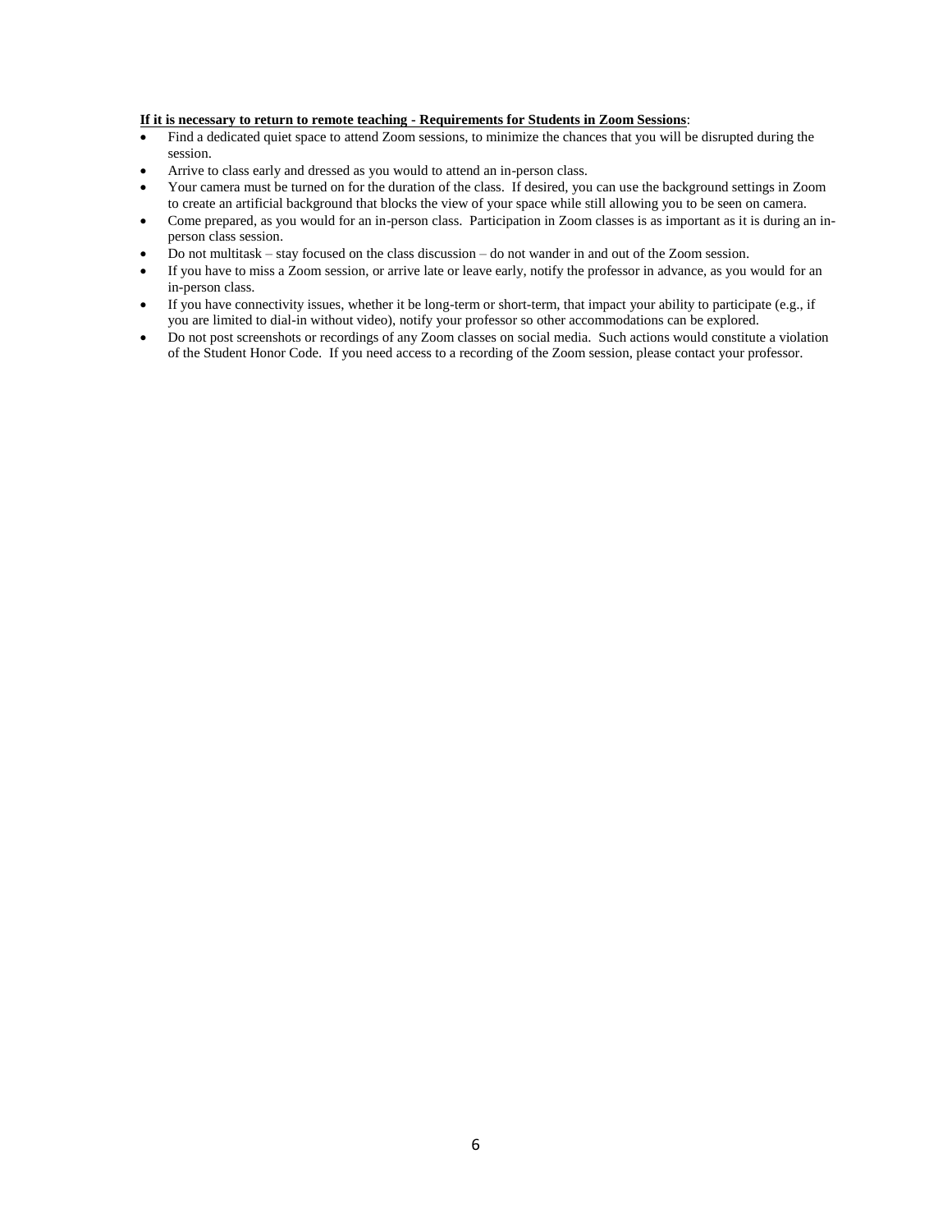**<u>If it is necessary to return to remote teaching - Requirements for Students in Zoom Sessions</u>**:

- Find a dedicated quiet space to attend Zoom sessions, to minimize the chances that you will be disrupted during the session.
- Arrive to class early and dressed as you would to attend an in-person class.
- Your camera must be turned on for the duration of the class. If desired, you can use the background settings in Zoom to create an artificial background that blocks the view of your space while still allowing you to be seen on camera.
- Come prepared, as you would for an in-person class. Participation in Zoom classes is as important as it is during an in-person class session.
- Do not multitask – stay focused on the class discussion – do not wander in and out of the Zoom session.
- If you have to miss a Zoom session, or arrive late or leave early, notify the professor in advance, as you would for an in-person class.
- If you have connectivity issues, whether it be long-term or short-term, that impact your ability to participate (e.g., if you are limited to dial-in without video), notify your professor so other accommodations can be explored.
- Do not post screenshots or recordings of any Zoom classes on social media. Such actions would constitute a violation of the Student Honor Code. If you need access to a recording of the Zoom session, please contact your professor.